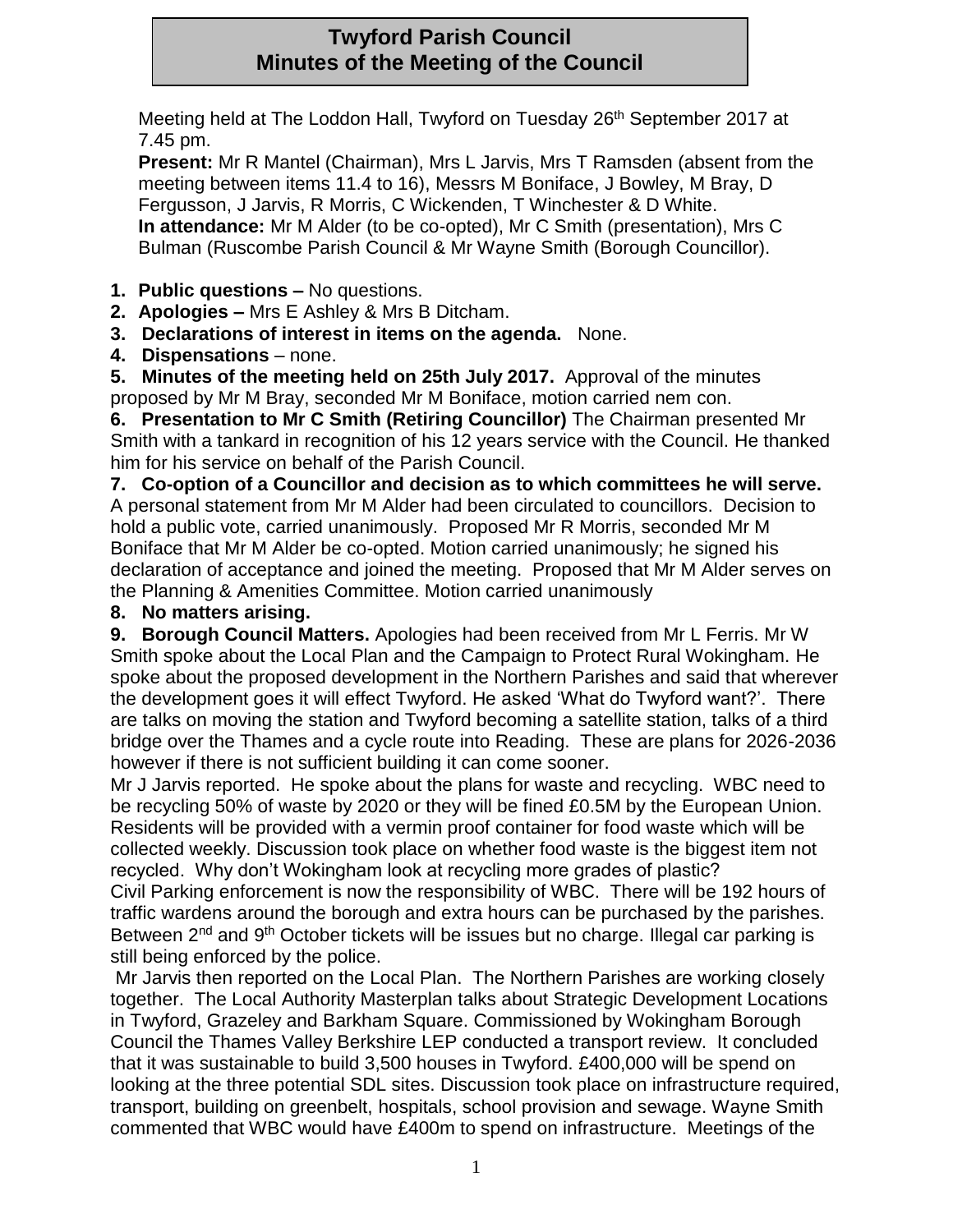# Twyford Parish Council
# Minutes of the Meeting of the Council

Meeting held at The Loddon Hall, Twyford on Tuesday 26th September 2017 at 7.45 pm.

**Present:** Mr R Mantel (Chairman), Mrs L Jarvis, Mrs T Ramsden (absent from the meeting between items 11.4 to 16), Messrs M Boniface, J Bowley, M Bray, D Fergusson, J Jarvis, R Morris, C Wickenden, T Winchester & D White.

**In attendance:** Mr M Alder (to be co-opted), Mr C Smith (presentation), Mrs C Bulman (Ruscombe Parish Council & Mr Wayne Smith (Borough Councillor).

1. **Public questions –** No questions.
2. **Apologies –** Mrs E Ashley & Mrs B Ditcham.
3. **Declarations of interest in items on the agenda.** None.
4. **Dispensations** – none.
5. **Minutes of the meeting held on 25th July 2017.** Approval of the minutes proposed by Mr M Bray, seconded Mr M Boniface, motion carried nem con.
6. **Presentation to Mr C Smith (Retiring Councillor)** The Chairman presented Mr Smith with a tankard in recognition of his 12 years service with the Council. He thanked him for his service on behalf of the Parish Council.
7. **Co-option of a Councillor and decision as to which committees he will serve.** A personal statement from Mr M Alder had been circulated to councillors. Decision to hold a public vote, carried unanimously. Proposed Mr R Morris, seconded Mr M Boniface that Mr M Alder be co-opted. Motion carried unanimously; he signed his declaration of acceptance and joined the meeting. Proposed that Mr M Alder serves on the Planning & Amenities Committee. Motion carried unanimously
8. **No matters arising.**
9. **Borough Council Matters.** Apologies had been received from Mr L Ferris. Mr W Smith spoke about the Local Plan and the Campaign to Protect Rural Wokingham. He spoke about the proposed development in the Northern Parishes and said that wherever the development goes it will effect Twyford. He asked 'What do Twyford want?'. There are talks on moving the station and Twyford becoming a satellite station, talks of a third bridge over the Thames and a cycle route into Reading. These are plans for 2026-2036 however if there is not sufficient building it can come sooner.

Mr J Jarvis reported. He spoke about the plans for waste and recycling. WBC need to be recycling 50% of waste by 2020 or they will be fined £0.5M by the European Union. Residents will be provided with a vermin proof container for food waste which will be collected weekly. Discussion took place on whether food waste is the biggest item not recycled. Why don't Wokingham look at recycling more grades of plastic?

Civil Parking enforcement is now the responsibility of WBC. There will be 192 hours of traffic wardens around the borough and extra hours can be purchased by the parishes. Between 2nd and 9th October tickets will be issues but no charge. Illegal car parking is still being enforced by the police.

Mr Jarvis then reported on the Local Plan. The Northern Parishes are working closely together. The Local Authority Masterplan talks about Strategic Development Locations in Twyford, Grazeley and Barkham Square. Commissioned by Wokingham Borough Council the Thames Valley Berkshire LEP conducted a transport review. It concluded that it was sustainable to build 3,500 houses in Twyford. £400,000 will be spend on looking at the three potential SDL sites. Discussion took place on infrastructure required, transport, building on greenbelt, hospitals, school provision and sewage. Wayne Smith commented that WBC would have £400m to spend on infrastructure. Meetings of the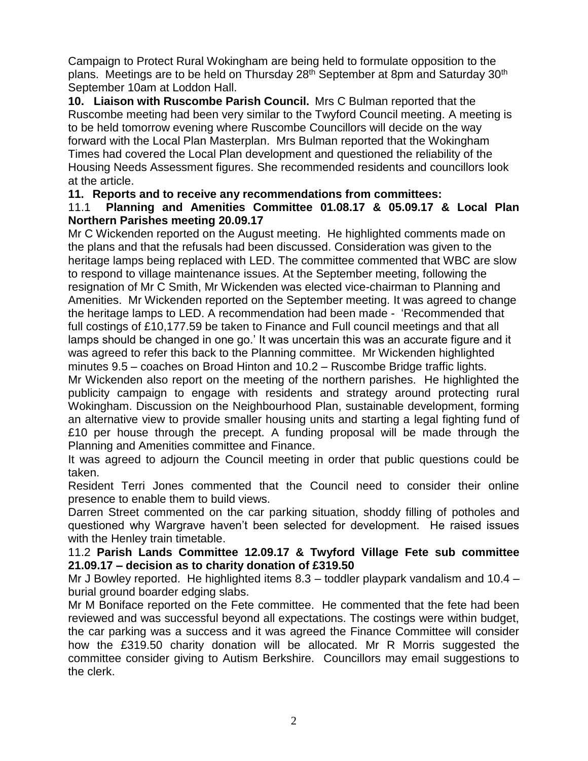Campaign to Protect Rural Wokingham are being held to formulate opposition to the plans. Meetings are to be held on Thursday 28th September at 8pm and Saturday 30th September 10am at Loddon Hall.

**10. Liaison with Ruscombe Parish Council.** Mrs C Bulman reported that the Ruscombe meeting had been very similar to the Twyford Council meeting. A meeting is to be held tomorrow evening where Ruscombe Councillors will decide on the way forward with the Local Plan Masterplan. Mrs Bulman reported that the Wokingham Times had covered the Local Plan development and questioned the reliability of the Housing Needs Assessment figures. She recommended residents and councillors look at the article.

**11. Reports and to receive any recommendations from committees:**

11.1 **Planning and Amenities Committee 01.08.17 & 05.09.17 & Local Plan Northern Parishes meeting 20.09.17**

Mr C Wickenden reported on the August meeting. He highlighted comments made on the plans and that the refusals had been discussed. Consideration was given to the heritage lamps being replaced with LED. The committee commented that WBC are slow to respond to village maintenance issues. At the September meeting, following the resignation of Mr C Smith, Mr Wickenden was elected vice-chairman to Planning and Amenities. Mr Wickenden reported on the September meeting. It was agreed to change the heritage lamps to LED. A recommendation had been made - 'Recommended that full costings of £10,177.59 be taken to Finance and Full council meetings and that all lamps should be changed in one go.' It was uncertain this was an accurate figure and it was agreed to refer this back to the Planning committee. Mr Wickenden highlighted minutes 9.5 – coaches on Broad Hinton and 10.2 – Ruscombe Bridge traffic lights.

Mr Wickenden also report on the meeting of the northern parishes. He highlighted the publicity campaign to engage with residents and strategy around protecting rural Wokingham. Discussion on the Neighbourhood Plan, sustainable development, forming an alternative view to provide smaller housing units and starting a legal fighting fund of £10 per house through the precept. A funding proposal will be made through the Planning and Amenities committee and Finance.

It was agreed to adjourn the Council meeting in order that public questions could be taken.

Resident Terri Jones commented that the Council need to consider their online presence to enable them to build views.

Darren Street commented on the car parking situation, shoddy filling of potholes and questioned why Wargrave haven't been selected for development. He raised issues with the Henley train timetable.

11.2 **Parish Lands Committee 12.09.17 & Twyford Village Fete sub committee 21.09.17 – decision as to charity donation of £319.50**

Mr J Bowley reported. He highlighted items 8.3 – toddler playpark vandalism and 10.4 – burial ground boarder edging slabs.

Mr M Boniface reported on the Fete committee. He commented that the fete had been reviewed and was successful beyond all expectations. The costings were within budget, the car parking was a success and it was agreed the Finance Committee will consider how the £319.50 charity donation will be allocated. Mr R Morris suggested the committee consider giving to Autism Berkshire. Councillors may email suggestions to the clerk.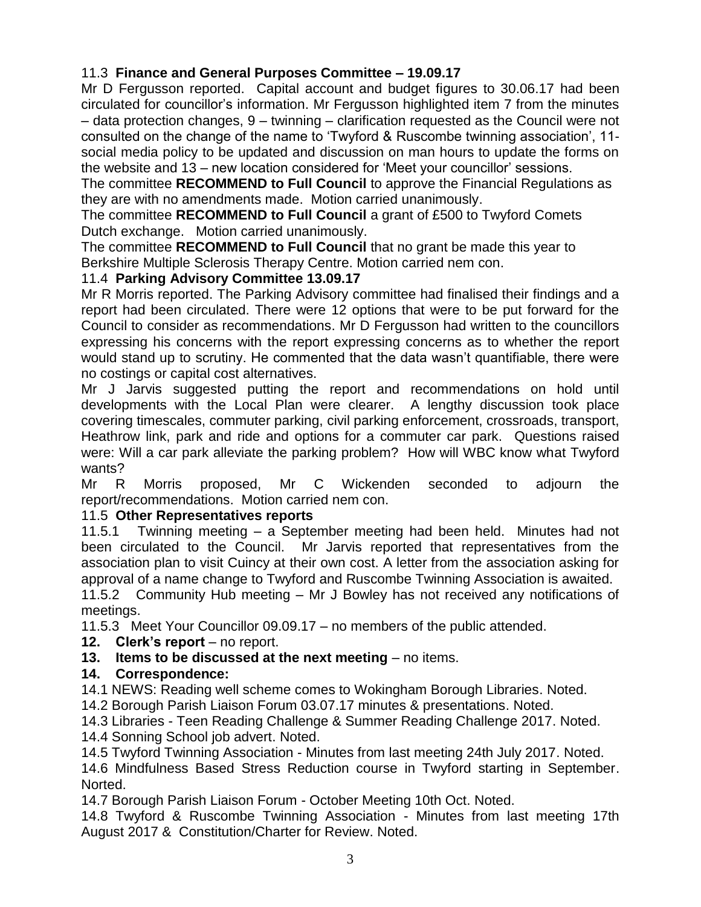11.3 **Finance and General Purposes Committee – 19.09.17**

Mr D Fergusson reported. Capital account and budget figures to 30.06.17 had been circulated for councillor's information. Mr Fergusson highlighted item 7 from the minutes – data protection changes, 9 – twinning – clarification requested as the Council were not consulted on the change of the name to 'Twyford & Ruscombe twinning association', 11- social media policy to be updated and discussion on man hours to update the forms on the website and 13 – new location considered for 'Meet your councillor' sessions.

The committee **RECOMMEND to Full Council** to approve the Financial Regulations as they are with no amendments made. Motion carried unanimously.

The committee **RECOMMEND to Full Council** a grant of £500 to Twyford Comets Dutch exchange. Motion carried unanimously.

The committee **RECOMMEND to Full Council** that no grant be made this year to Berkshire Multiple Sclerosis Therapy Centre. Motion carried nem con.

11.4 **Parking Advisory Committee 13.09.17**

Mr R Morris reported. The Parking Advisory committee had finalised their findings and a report had been circulated. There were 12 options that were to be put forward for the Council to consider as recommendations. Mr D Fergusson had written to the councillors expressing his concerns with the report expressing concerns as to whether the report would stand up to scrutiny. He commented that the data wasn't quantifiable, there were no costings or capital cost alternatives.

Mr J Jarvis suggested putting the report and recommendations on hold until developments with the Local Plan were clearer. A lengthy discussion took place covering timescales, commuter parking, civil parking enforcement, crossroads, transport, Heathrow link, park and ride and options for a commuter car park. Questions raised were: Will a car park alleviate the parking problem? How will WBC know what Twyford wants?

Mr R Morris proposed, Mr C Wickenden seconded to adjourn the report/recommendations. Motion carried nem con.

11.5 **Other Representatives reports**

11.5.1 Twinning meeting – a September meeting had been held. Minutes had not been circulated to the Council. Mr Jarvis reported that representatives from the association plan to visit Cuincy at their own cost. A letter from the association asking for approval of a name change to Twyford and Ruscombe Twinning Association is awaited.

11.5.2 Community Hub meeting – Mr J Bowley has not received any notifications of meetings.

11.5.3 Meet Your Councillor 09.09.17 – no members of the public attended.

**12. Clerk's report** – no report.

**13. Items to be discussed at the next meeting** – no items.

**14. Correspondence:**

14.1 NEWS: Reading well scheme comes to Wokingham Borough Libraries. Noted.

14.2 Borough Parish Liaison Forum 03.07.17 minutes & presentations. Noted.

14.3 Libraries - Teen Reading Challenge & Summer Reading Challenge 2017. Noted.

14.4 Sonning School job advert. Noted.

14.5 Twyford Twinning Association - Minutes from last meeting 24th July 2017. Noted.

14.6 Mindfulness Based Stress Reduction course in Twyford starting in September. Norted.

14.7 Borough Parish Liaison Forum - October Meeting 10th Oct. Noted.

14.8 Twyford & Ruscombe Twinning Association - Minutes from last meeting 17th August 2017 & Constitution/Charter for Review. Noted.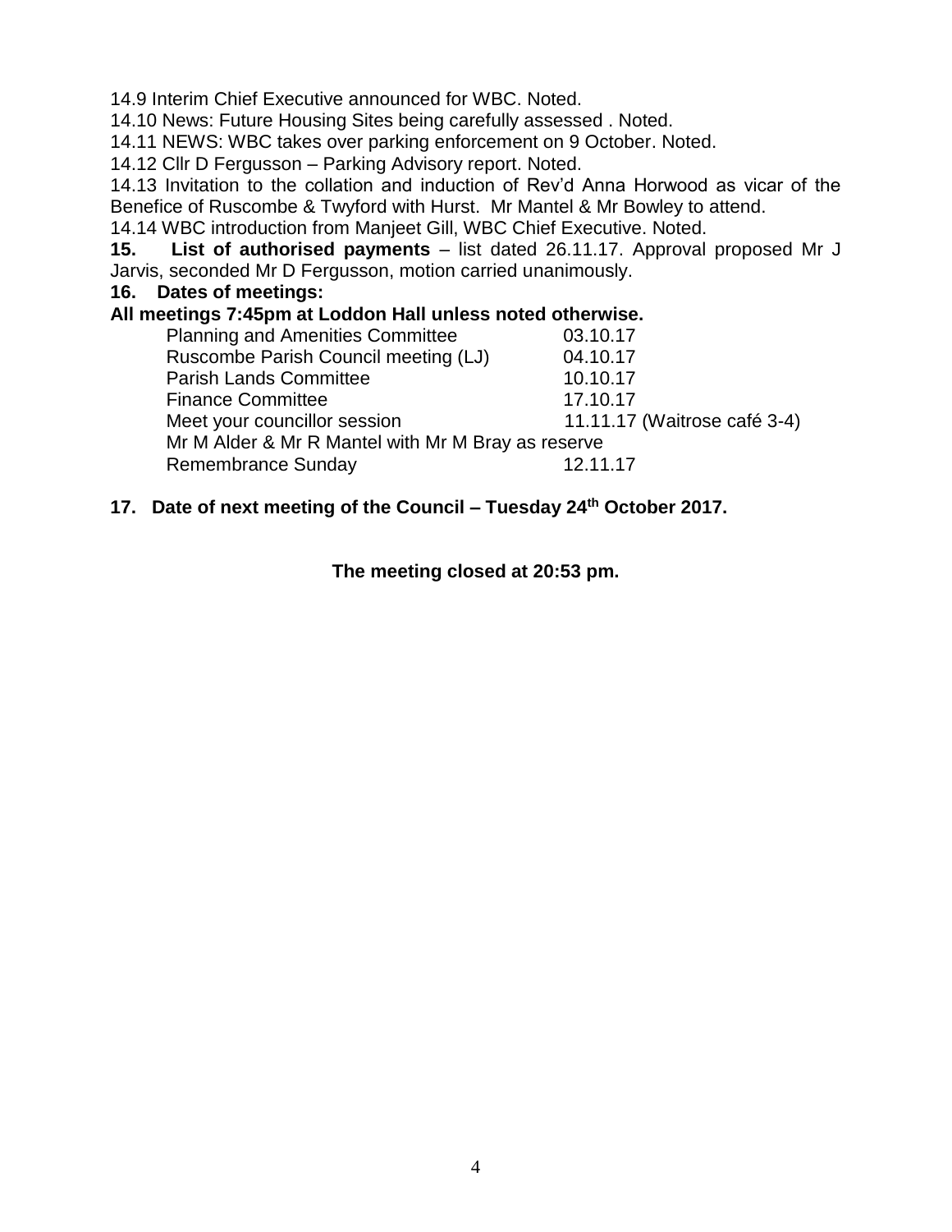14.9 Interim Chief Executive announced for WBC. Noted.

14.10 News: Future Housing Sites being carefully assessed . Noted.

14.11 NEWS: WBC takes over parking enforcement on 9 October. Noted.

14.12 Cllr D Fergusson – Parking Advisory report. Noted.

14.13 Invitation to the collation and induction of Rev'd Anna Horwood as vicar of the Benefice of Ruscombe & Twyford with Hurst. Mr Mantel & Mr Bowley to attend.

14.14 WBC introduction from Manjeet Gill, WBC Chief Executive. Noted.

**15. List of authorised payments** – list dated 26.11.17. Approval proposed Mr J Jarvis, seconded Mr D Fergusson, motion carried unanimously.

**16. Dates of meetings:**

**All meetings 7:45pm at Loddon Hall unless noted otherwise.**

| | |
|---|---|
| Planning and Amenities Committee | 03.10.17 |
| Ruscombe Parish Council meeting (LJ) | 04.10.17 |
| Parish Lands Committee | 10.10.17 |
| Finance Committee | 17.10.17 |
| Meet your councillor session | 11.11.17 (Waitrose café 3-4) |
| Mr M Alder & Mr R Mantel with Mr M Bray as reserve | |
| Remembrance Sunday | 12.11.17 |

**17. Date of next meeting of the Council – Tuesday 24th October 2017.**

**The meeting closed at 20:53 pm.**